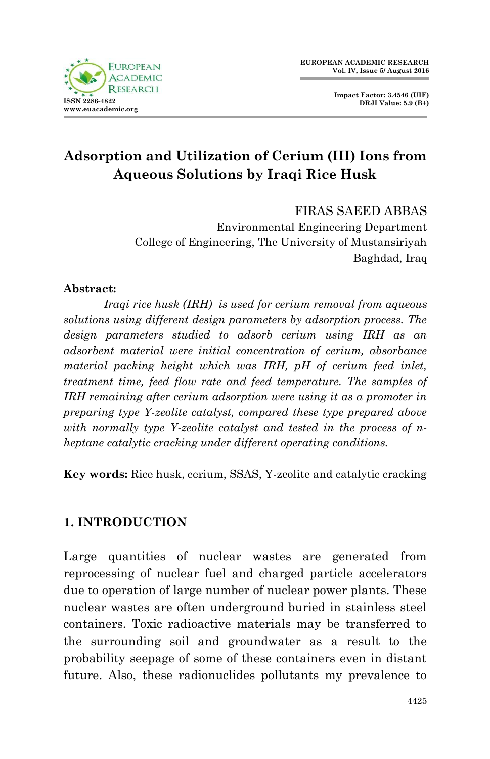# Adsorption and Utilization of Cerium (III) Ions from Aqueous Solutions by Iraqi Rice Husk

FIRAS SAEED ABBAS
Environmental Engineering Department
College of Engineering, The University of Mustansiriyah
Baghdad, Iraq

**Abstract:**

*Iraqi rice husk (IRH) is used for cerium removal from aqueous solutions using different design parameters by adsorption process. The design parameters studied to adsorb cerium using IRH as an adsorbent material were initial concentration of cerium, absorbance material packing height which was IRH, pH of cerium feed inlet, treatment time, feed flow rate and feed temperature. The samples of IRH remaining after cerium adsorption were using it as a promoter in preparing type Y-zeolite catalyst, compared these type prepared above with normally type Y-zeolite catalyst and tested in the process of n-heptane catalytic cracking under different operating conditions.*

**Key words:** Rice husk, cerium, SSAS, Y-zeolite and catalytic cracking

## 1. INTRODUCTION

Large quantities of nuclear wastes are generated from reprocessing of nuclear fuel and charged particle accelerators due to operation of large number of nuclear power plants. These nuclear wastes are often underground buried in stainless steel containers. Toxic radioactive materials may be transferred to the surrounding soil and groundwater as a result to the probability seepage of some of these containers even in distant future. Also, these radionuclides pollutants my prevalence to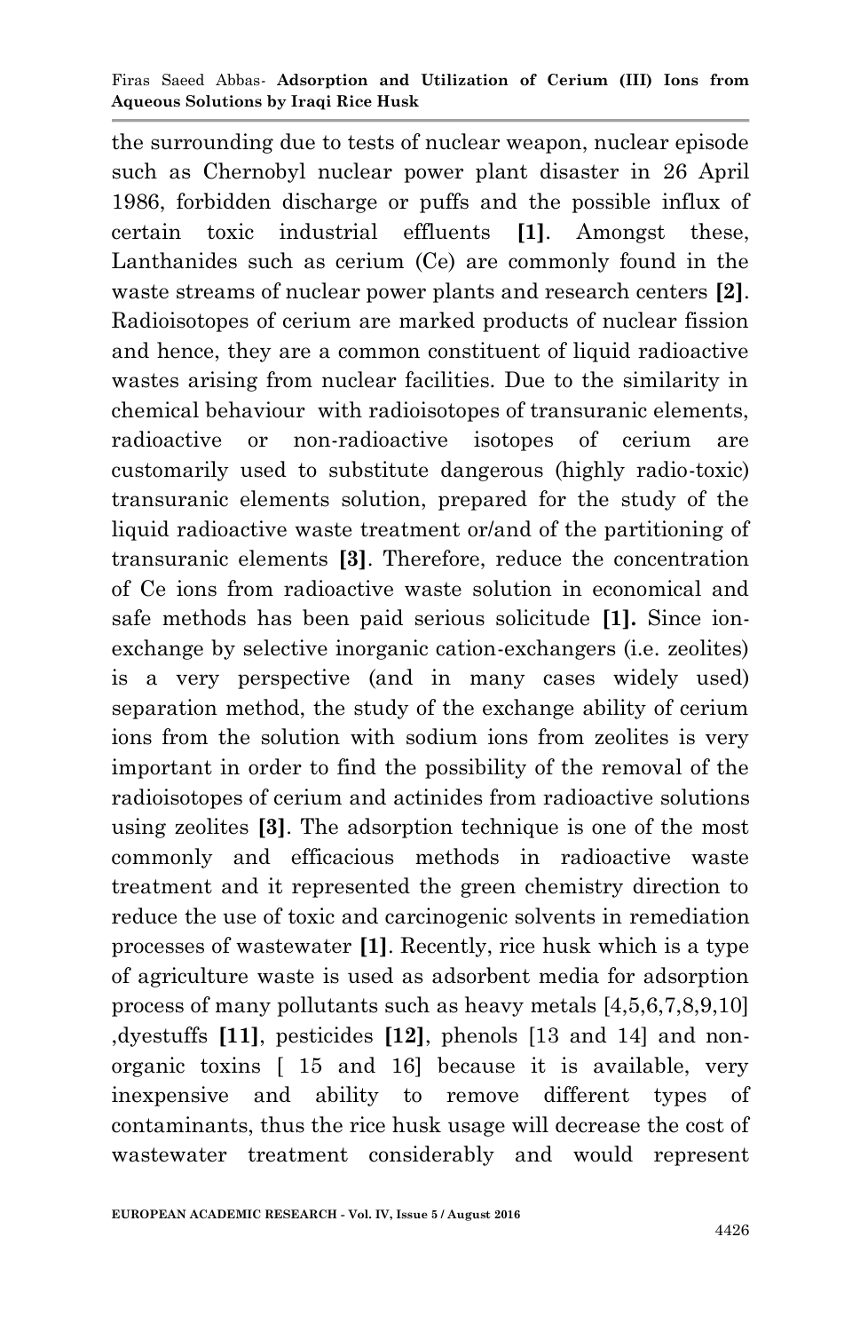the surrounding due to tests of nuclear weapon, nuclear episode such as Chernobyl nuclear power plant disaster in 26 April 1986, forbidden discharge or puffs and the possible influx of certain toxic industrial effluents **[1]**. Amongst these, Lanthanides such as cerium (Ce) are commonly found in the waste streams of nuclear power plants and research centers **[2]**. Radioisotopes of cerium are marked products of nuclear fission and hence, they are a common constituent of liquid radioactive wastes arising from nuclear facilities. Due to the similarity in chemical behaviour with radioisotopes of transuranic elements, radioactive or non-radioactive isotopes of cerium are customarily used to substitute dangerous (highly radio-toxic) transuranic elements solution, prepared for the study of the liquid radioactive waste treatment or/and of the partitioning of transuranic elements **[3]**. Therefore, reduce the concentration of Ce ions from radioactive waste solution in economical and safe methods has been paid serious solicitude **[1].** Since ion-exchange by selective inorganic cation-exchangers (i.e. zeolites) is a very perspective (and in many cases widely used) separation method, the study of the exchange ability of cerium ions from the solution with sodium ions from zeolites is very important in order to find the possibility of the removal of the radioisotopes of cerium and actinides from radioactive solutions using zeolites **[3]**. The adsorption technique is one of the most commonly and efficacious methods in radioactive waste treatment and it represented the green chemistry direction to reduce the use of toxic and carcinogenic solvents in remediation processes of wastewater **[1]**. Recently, rice husk which is a type of agriculture waste is used as adsorbent media for adsorption process of many pollutants such as heavy metals [4,5,6,7,8,9,10] ,dyestuffs **[11]**, pesticides **[12]**, phenols [13 and 14] and non-organic toxins [ 15 and 16] because it is available, very inexpensive and ability to remove different types of contaminants, thus the rice husk usage will decrease the cost of wastewater treatment considerably and would represent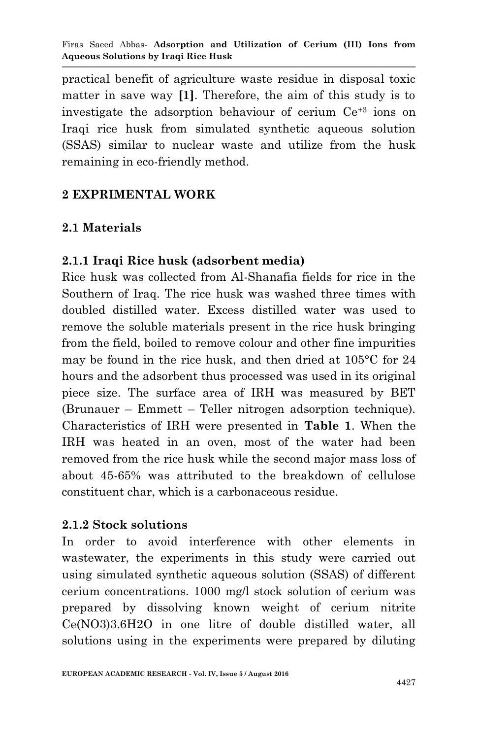practical benefit of agriculture waste residue in disposal toxic matter in save way **[1]**. Therefore, the aim of this study is to investigate the adsorption behaviour of cerium $Ce^{+3}$ ions on Iraqi rice husk from simulated synthetic aqueous solution (SSAS) similar to nuclear waste and utilize from the husk remaining in eco-friendly method.

## 2 EXPRIMENTAL WORK

### 2.1 Materials

#### 2.1.1 Iraqi Rice husk (adsorbent media)

Rice husk was collected from Al-Shanafia fields for rice in the Southern of Iraq. The rice husk was washed three times with doubled distilled water. Excess distilled water was used to remove the soluble materials present in the rice husk bringing from the field, boiled to remove colour and other fine impurities may be found in the rice husk, and then dried at 105°C for 24 hours and the adsorbent thus processed was used in its original piece size. The surface area of IRH was measured by BET (Brunauer – Emmett – Teller nitrogen adsorption technique). Characteristics of IRH were presented in **Table 1**. When the IRH was heated in an oven, most of the water had been removed from the rice husk while the second major mass loss of about 45-65% was attributed to the breakdown of cellulose constituent char, which is a carbonaceous residue.

#### 2.1.2 Stock solutions

In order to avoid interference with other elements in wastewater, the experiments in this study were carried out using simulated synthetic aqueous solution (SSAS) of different cerium concentrations. 1000 mg/l stock solution of cerium was prepared by dissolving known weight of cerium nitrite $Ce(NO_3)_3.6H_2O$ in one litre of double distilled water, all solutions using in the experiments were prepared by diluting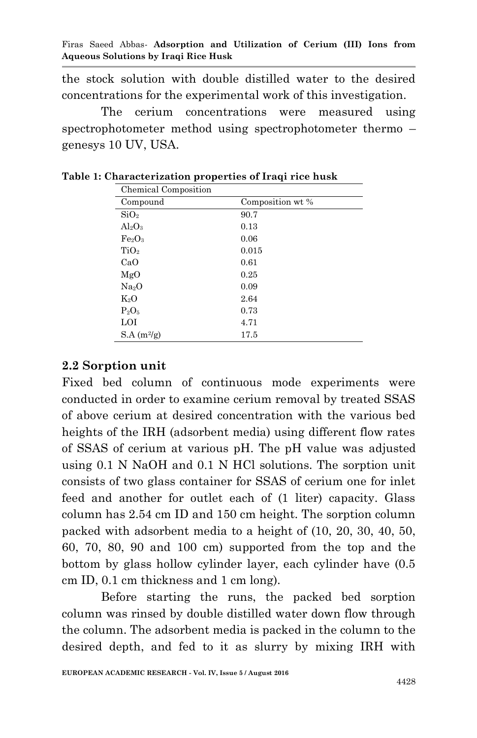the stock solution with double distilled water to the desired concentrations for the experimental work of this investigation.

The cerium concentrations were measured using spectrophotometer method using spectrophotometer thermo – genesys 10 UV, USA.

**Table 1: Characterization properties of Iraqi rice husk**

| Chemical Composition | |
|---|---|
| Compound | Composition wt % |
| $SiO_2$ | 90.7 |
| $Al_2O_3$ | 0.13 |
| $Fe_2O_3$ | 0.06 |
| $TiO_2$ | 0.015 |
| CaO | 0.61 |
| MgO | 0.25 |
| $Na_2O$ | 0.09 |
| $K_2O$ | 2.64 |
| $P_2O_5$ | 0.73 |
| LOI | 4.71 |
| S.A ($m^2/g$) | 17.5 |

## 2.2 Sorption unit

Fixed bed column of continuous mode experiments were conducted in order to examine cerium removal by treated SSAS of above cerium at desired concentration with the various bed heights of the IRH (adsorbent media) using different flow rates of SSAS of cerium at various pH. The pH value was adjusted using 0.1 N NaOH and 0.1 N HCl solutions. The sorption unit consists of two glass container for SSAS of cerium one for inlet feed and another for outlet each of (1 liter) capacity. Glass column has 2.54 cm ID and 150 cm height. The sorption column packed with adsorbent media to a height of (10, 20, 30, 40, 50, 60, 70, 80, 90 and 100 cm) supported from the top and the bottom by glass hollow cylinder layer, each cylinder have (0.5 cm ID, 0.1 cm thickness and 1 cm long).

Before starting the runs, the packed bed sorption column was rinsed by double distilled water down flow through the column. The adsorbent media is packed in the column to the desired depth, and fed to it as slurry by mixing IRH with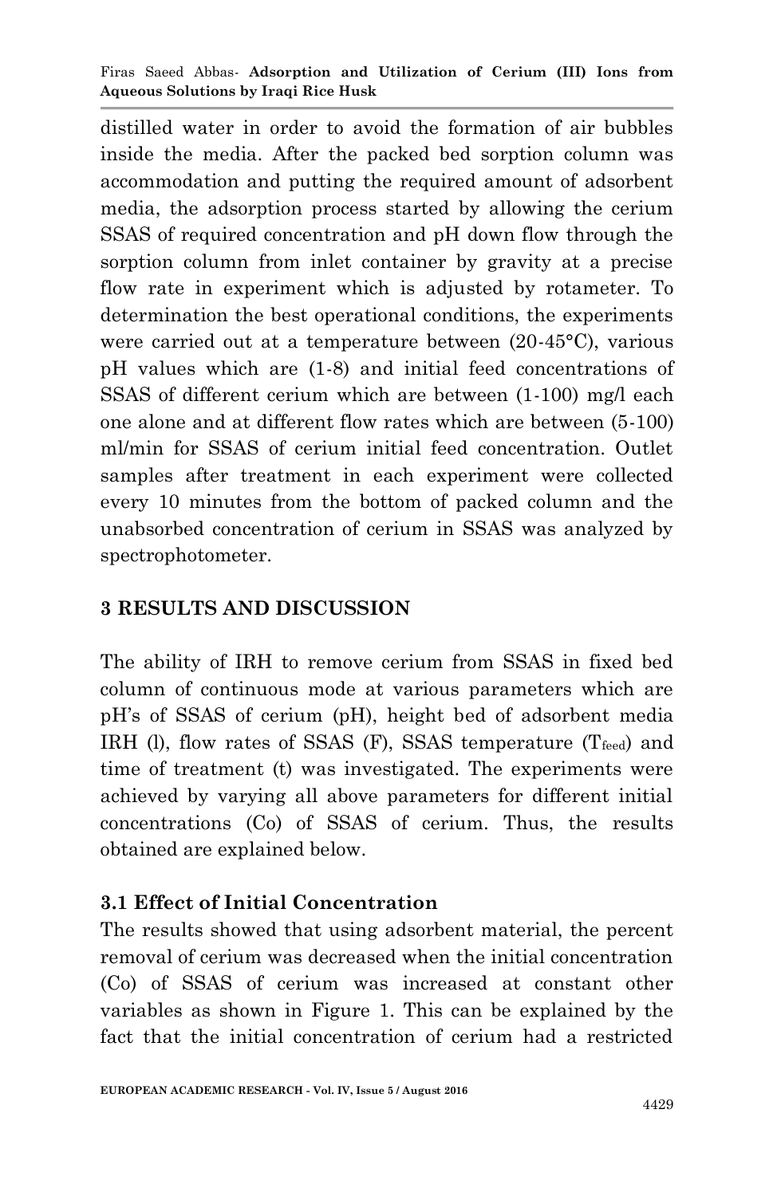distilled water in order to avoid the formation of air bubbles inside the media. After the packed bed sorption column was accommodation and putting the required amount of adsorbent media, the adsorption process started by allowing the cerium SSAS of required concentration and pH down flow through the sorption column from inlet container by gravity at a precise flow rate in experiment which is adjusted by rotameter. To determination the best operational conditions, the experiments were carried out at a temperature between (20-45°C), various pH values which are (1-8) and initial feed concentrations of SSAS of different cerium which are between (1-100) mg/l each one alone and at different flow rates which are between (5-100) ml/min for SSAS of cerium initial feed concentration. Outlet samples after treatment in each experiment were collected every 10 minutes from the bottom of packed column and the unabsorbed concentration of cerium in SSAS was analyzed by spectrophotometer.

## 3 RESULTS AND DISCUSSION

The ability of IRH to remove cerium from SSAS in fixed bed column of continuous mode at various parameters which are pH's of SSAS of cerium (pH), height bed of adsorbent media IRH (l), flow rates of SSAS (F), SSAS temperature ($T_{feed}$) and time of treatment (t) was investigated. The experiments were achieved by varying all above parameters for different initial concentrations (Co) of SSAS of cerium. Thus, the results obtained are explained below.

### 3.1 Effect of Initial Concentration

The results showed that using adsorbent material, the percent removal of cerium was decreased when the initial concentration (Co) of SSAS of cerium was increased at constant other variables as shown in Figure 1. This can be explained by the fact that the initial concentration of cerium had a restricted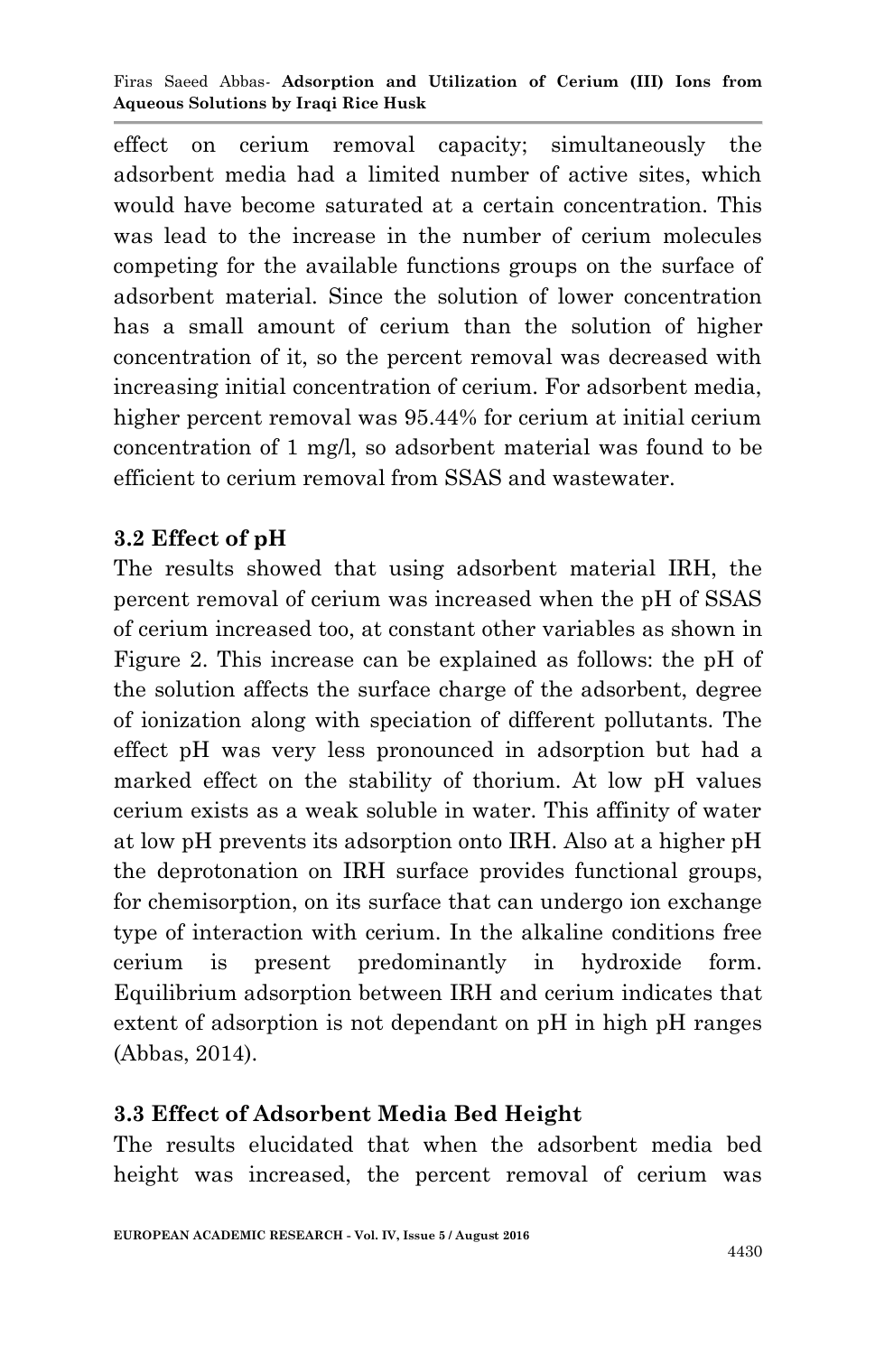effect on cerium removal capacity; simultaneously the adsorbent media had a limited number of active sites, which would have become saturated at a certain concentration. This was lead to the increase in the number of cerium molecules competing for the available functions groups on the surface of adsorbent material. Since the solution of lower concentration has a small amount of cerium than the solution of higher concentration of it, so the percent removal was decreased with increasing initial concentration of cerium. For adsorbent media, higher percent removal was 95.44% for cerium at initial cerium concentration of 1 mg/l, so adsorbent material was found to be efficient to cerium removal from SSAS and wastewater.

### 3.2 Effect of pH

The results showed that using adsorbent material IRH, the percent removal of cerium was increased when the pH of SSAS of cerium increased too, at constant other variables as shown in Figure 2. This increase can be explained as follows: the pH of the solution affects the surface charge of the adsorbent, degree of ionization along with speciation of different pollutants. The effect pH was very less pronounced in adsorption but had a marked effect on the stability of thorium. At low pH values cerium exists as a weak soluble in water. This affinity of water at low pH prevents its adsorption onto IRH. Also at a higher pH the deprotonation on IRH surface provides functional groups, for chemisorption, on its surface that can undergo ion exchange type of interaction with cerium. In the alkaline conditions free cerium is present predominantly in hydroxide form. Equilibrium adsorption between IRH and cerium indicates that extent of adsorption is not dependant on pH in high pH ranges (Abbas, 2014).

### 3.3 Effect of Adsorbent Media Bed Height

The results elucidated that when the adsorbent media bed height was increased, the percent removal of cerium was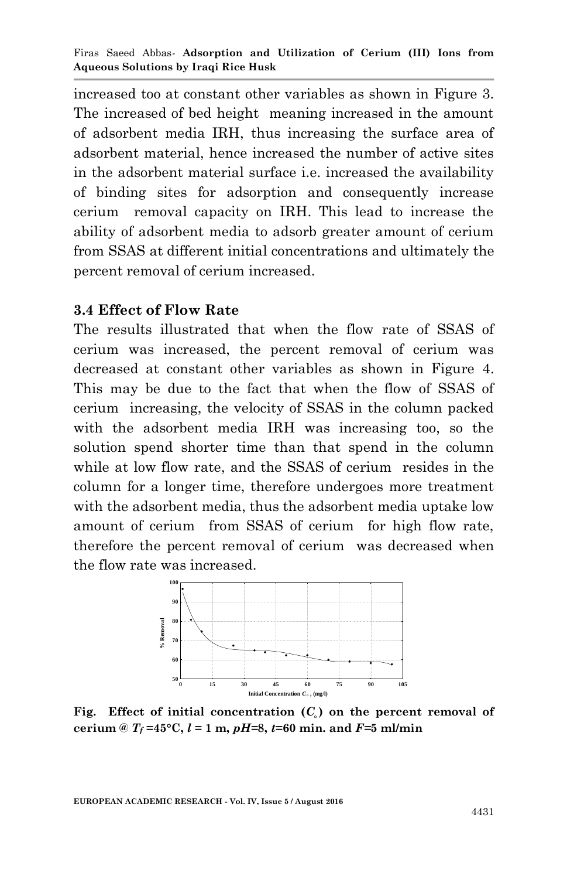increased too at constant other variables as shown in Figure 3. The increased of bed height meaning increased in the amount of adsorbent media IRH, thus increasing the surface area of adsorbent material, hence increased the number of active sites in the adsorbent material surface i.e. increased the availability of binding sites for adsorption and consequently increase cerium removal capacity on IRH. This lead to increase the ability of adsorbent media to adsorb greater amount of cerium from SSAS at different initial concentrations and ultimately the percent removal of cerium increased.

### 3.4 Effect of Flow Rate

The results illustrated that when the flow rate of SSAS of cerium was increased, the percent removal of cerium was decreased at constant other variables as shown in Figure 4. This may be due to the fact that when the flow of SSAS of cerium increasing, the velocity of SSAS in the column packed with the adsorbent media IRH was increasing too, so the solution spend shorter time than that spend in the column while at low flow rate, and the SSAS of cerium resides in the column for a longer time, therefore undergoes more treatment with the adsorbent media, thus the adsorbent media uptake low amount of cerium from SSAS of cerium for high flow rate, therefore the percent removal of cerium was decreased when the flow rate was increased.

**Fig. Effect of initial concentration ($C_o$) on the percent removal of cerium @ $T_f$ =45°C, $l$ = 1 m, $pH$=8, $t$=60 min. and $F$=5 ml/min**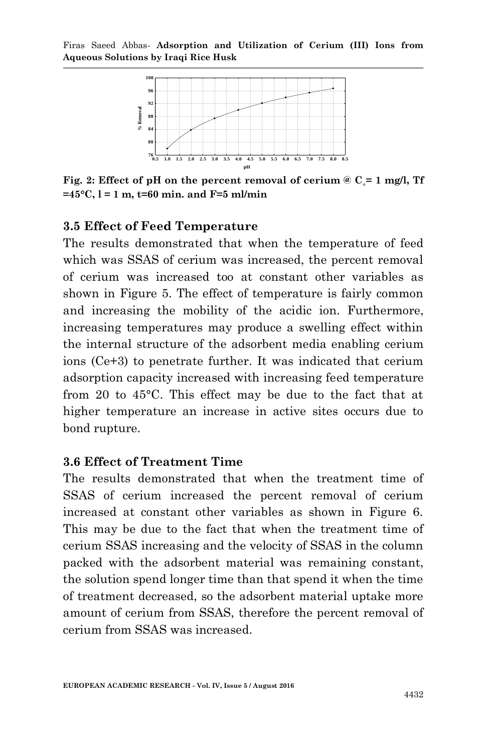Fig. 2: Effect of pH on the percent removal of cerium @ $C_o$= 1 mg/l, Tf =45°C, l = 1 m, t=60 min. and F=5 ml/min

### 3.5 Effect of Feed Temperature

The results demonstrated that when the temperature of feed which was SSAS of cerium was increased, the percent removal of cerium was increased too at constant other variables as shown in Figure 5. The effect of temperature is fairly common and increasing the mobility of the acidic ion. Furthermore, increasing temperatures may produce a swelling effect within the internal structure of the adsorbent media enabling cerium ions ($Ce^{+3}$) to penetrate further. It was indicated that cerium adsorption capacity increased with increasing feed temperature from 20 to 45°C. This effect may be due to the fact that at higher temperature an increase in active sites occurs due to bond rupture.

### 3.6 Effect of Treatment Time

The results demonstrated that when the treatment time of SSAS of cerium increased the percent removal of cerium increased at constant other variables as shown in Figure 6. This may be due to the fact that when the treatment time of cerium SSAS increasing and the velocity of SSAS in the column packed with the adsorbent material was remaining constant, the solution spend longer time than that spend it when the time of treatment decreased, so the adsorbent material uptake more amount of cerium from SSAS, therefore the percent removal of cerium from SSAS was increased.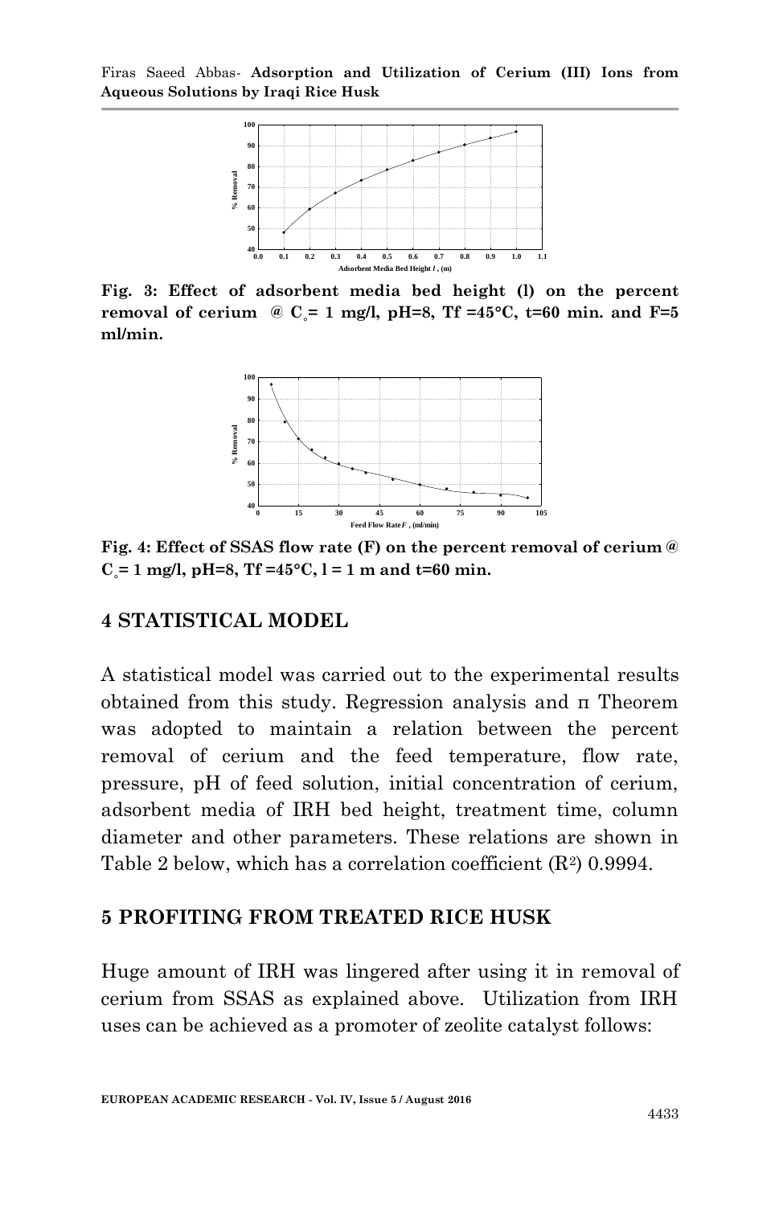**Fig. 3: Effect of adsorbent media bed height (l) on the percent removal of cerium @ $C_{\circ}$= 1 mg/l, pH=8, Tf =45°C, t=60 min. and F=5 ml/min.**

**Fig. 4: Effect of SSAS flow rate (F) on the percent removal of cerium @ $C_{\circ}$= 1 mg/l, pH=8, Tf =45°C, l = 1 m and t=60 min.**

## 4 STATISTICAL MODEL

A statistical model was carried out to the experimental results obtained from this study. Regression analysis and π Theorem was adopted to maintain a relation between the percent removal of cerium and the feed temperature, flow rate, pressure, pH of feed solution, initial concentration of cerium, adsorbent media of IRH bed height, treatment time, column diameter and other parameters. These relations are shown in Table 2 below, which has a correlation coefficient ($R^2$) 0.9994.

## 5 PROFITING FROM TREATED RICE HUSK

Huge amount of IRH was lingered after using it in removal of cerium from SSAS as explained above. Utilization from IRH uses can be achieved as a promoter of zeolite catalyst follows: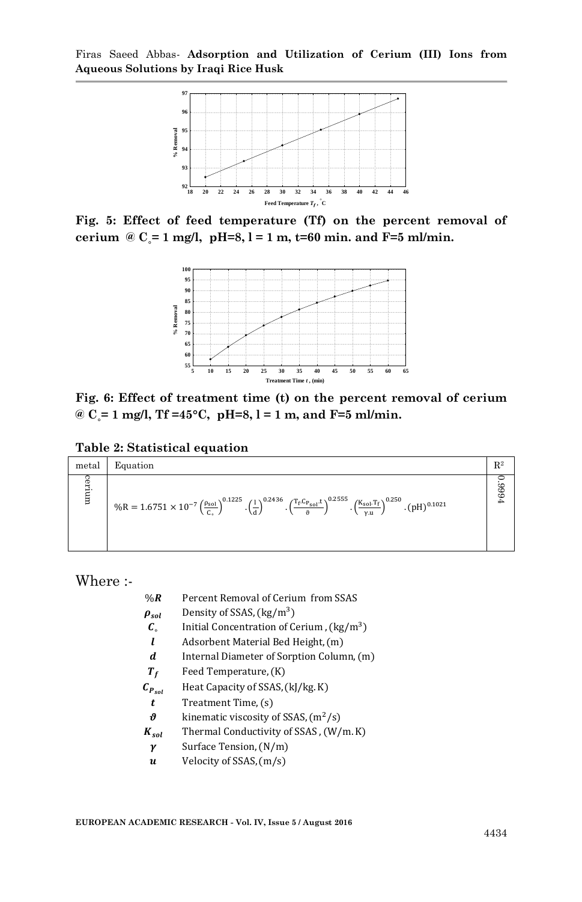Fig. 5: Effect of feed temperature (Tf) on the percent removal of cerium @ $C_{\circ}$= 1 mg/l, pH=8, l = 1 m, t=60 min. and F=5 ml/min.

Fig. 6: Effect of treatment time (t) on the percent removal of cerium @ $C_{\circ}$= 1 mg/l, Tf =45°C, pH=8, l = 1 m, and F=5 ml/min.

**Table 2: Statistical equation**

| metal | Equation | $R^2$ |
|---|---|---|
| cerium | $\%R = 1.6751 \times 10^{-7} \left(\frac{\rho_{sol}}{C_{\circ}}\right)^{0.1225} \cdot \left(\frac{l}{d}\right)^{0.2436} \cdot \left(\frac{T_f . Cp_{sol} . t}{\vartheta}\right)^{0.2555} \cdot \left(\frac{K_{sol} . T_f}{\gamma . u}\right)^{0.250} \cdot (pH)^{0.1021}$ | 0.9994 |

Where :-

- $\%R$ Percent Removal of Cerium from SSAS
- $\rho_{sol}$ Density of SSAS, $(kg/m^3)$
- $C_{\circ}$ Initial Concentration of Cerium, $(kg/m^3)$
- $l$ Adsorbent Material Bed Height, (m)
- $d$ Internal Diameter of Sorption Column, (m)
- $T_f$ Feed Temperature, (K)
- $C_{P_{sol}}$ Heat Capacity of SSAS, (kJ/kg. K)
- $t$ Treatment Time, (s)
- $\vartheta$ kinematic viscosity of SSAS, $(m^2/s)$
- $K_{sol}$ Thermal Conductivity of SSAS, (W/m. K)
- $\gamma$ Surface Tension, (N/m)
- $u$ Velocity of SSAS, (m/s)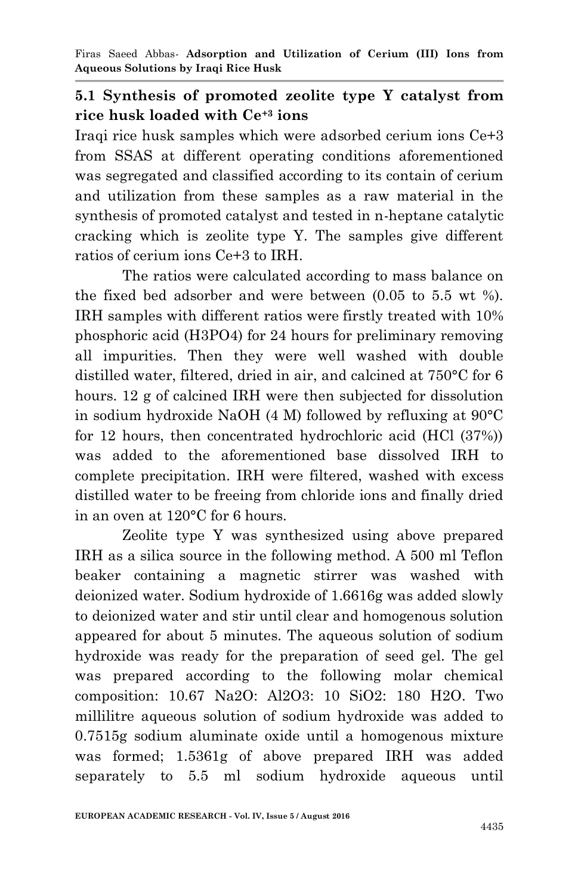## 5.1 Synthesis of promoted zeolite type Y catalyst from rice husk loaded with $Ce^{+3}$ ions

Iraqi rice husk samples which were adsorbed cerium ions Ce+3 from SSAS at different operating conditions aforementioned was segregated and classified according to its contain of cerium and utilization from these samples as a raw material in the synthesis of promoted catalyst and tested in n-heptane catalytic cracking which is zeolite type Y. The samples give different ratios of cerium ions Ce+3 to IRH.

The ratios were calculated according to mass balance on the fixed bed adsorber and were between (0.05 to 5.5 wt %). IRH samples with different ratios were firstly treated with 10% phosphoric acid (H3PO4) for 24 hours for preliminary removing all impurities. Then they were well washed with double distilled water, filtered, dried in air, and calcined at 750°C for 6 hours. 12 g of calcined IRH were then subjected for dissolution in sodium hydroxide NaOH (4 M) followed by refluxing at 90°C for 12 hours, then concentrated hydrochloric acid (HCl (37%)) was added to the aforementioned base dissolved IRH to complete precipitation. IRH were filtered, washed with excess distilled water to be freeing from chloride ions and finally dried in an oven at 120°C for 6 hours.

Zeolite type Y was synthesized using above prepared IRH as a silica source in the following method. A 500 ml Teflon beaker containing a magnetic stirrer was washed with deionized water. Sodium hydroxide of 1.6616g was added slowly to deionized water and stir until clear and homogenous solution appeared for about 5 minutes. The aqueous solution of sodium hydroxide was ready for the preparation of seed gel. The gel was prepared according to the following molar chemical composition: 10.67 Na2O: Al2O3: 10 SiO2: 180 H2O. Two millilitre aqueous solution of sodium hydroxide was added to 0.7515g sodium aluminate oxide until a homogenous mixture was formed; 1.5361g of above prepared IRH was added separately to 5.5 ml sodium hydroxide aqueous until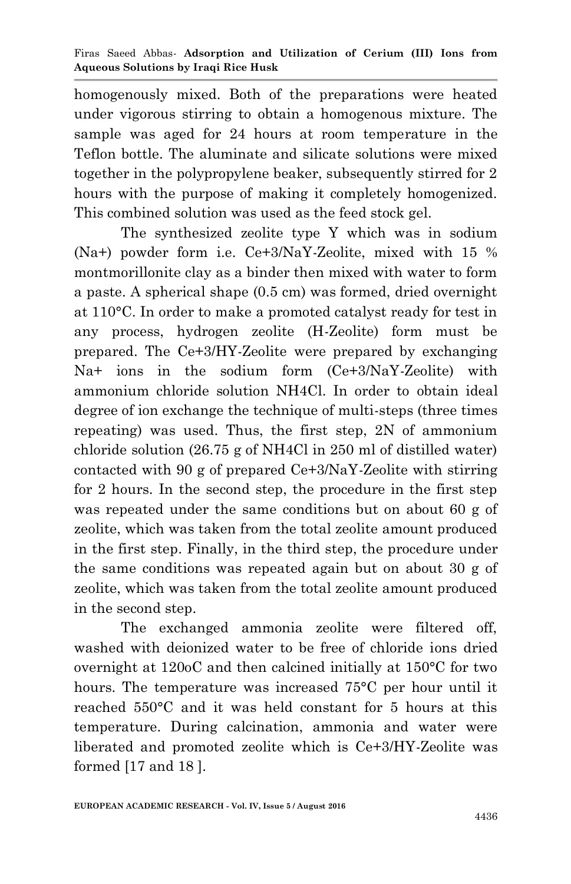homogenously mixed. Both of the preparations were heated under vigorous stirring to obtain a homogenous mixture. The sample was aged for 24 hours at room temperature in the Teflon bottle. The aluminate and silicate solutions were mixed together in the polypropylene beaker, subsequently stirred for 2 hours with the purpose of making it completely homogenized. This combined solution was used as the feed stock gel.

The synthesized zeolite type Y which was in sodium ($Na^+$) powder form i.e. $Ce^{+3}$/NaY-Zeolite, mixed with 15 % montmorillonite clay as a binder then mixed with water to form a paste. A spherical shape (0.5 cm) was formed, dried overnight at 110°C. In order to make a promoted catalyst ready for test in any process, hydrogen zeolite (H-Zeolite) form must be prepared. The $Ce^{+3}$/HY-Zeolite were prepared by exchanging $Na^+$ ions in the sodium form ($Ce^{+3}$/NaY-Zeolite) with ammonium chloride solution $NH_4Cl$. In order to obtain ideal degree of ion exchange the technique of multi-steps (three times repeating) was used. Thus, the first step, 2N of ammonium chloride solution (26.75 g of $NH_4Cl$ in 250 ml of distilled water) contacted with 90 g of prepared $Ce^{+3}$/NaY-Zeolite with stirring for 2 hours. In the second step, the procedure in the first step was repeated under the same conditions but on about 60 g of zeolite, which was taken from the total zeolite amount produced in the first step. Finally, in the third step, the procedure under the same conditions was repeated again but on about 30 g of zeolite, which was taken from the total zeolite amount produced in the second step.

The exchanged ammonia zeolite were filtered off, washed with deionized water to be free of chloride ions dried overnight at 120oC and then calcined initially at 150°C for two hours. The temperature was increased 75°C per hour until it reached 550°C and it was held constant for 5 hours at this temperature. During calcination, ammonia and water were liberated and promoted zeolite which is $Ce^{+3}$/HY-Zeolite was formed [17 and 18 ].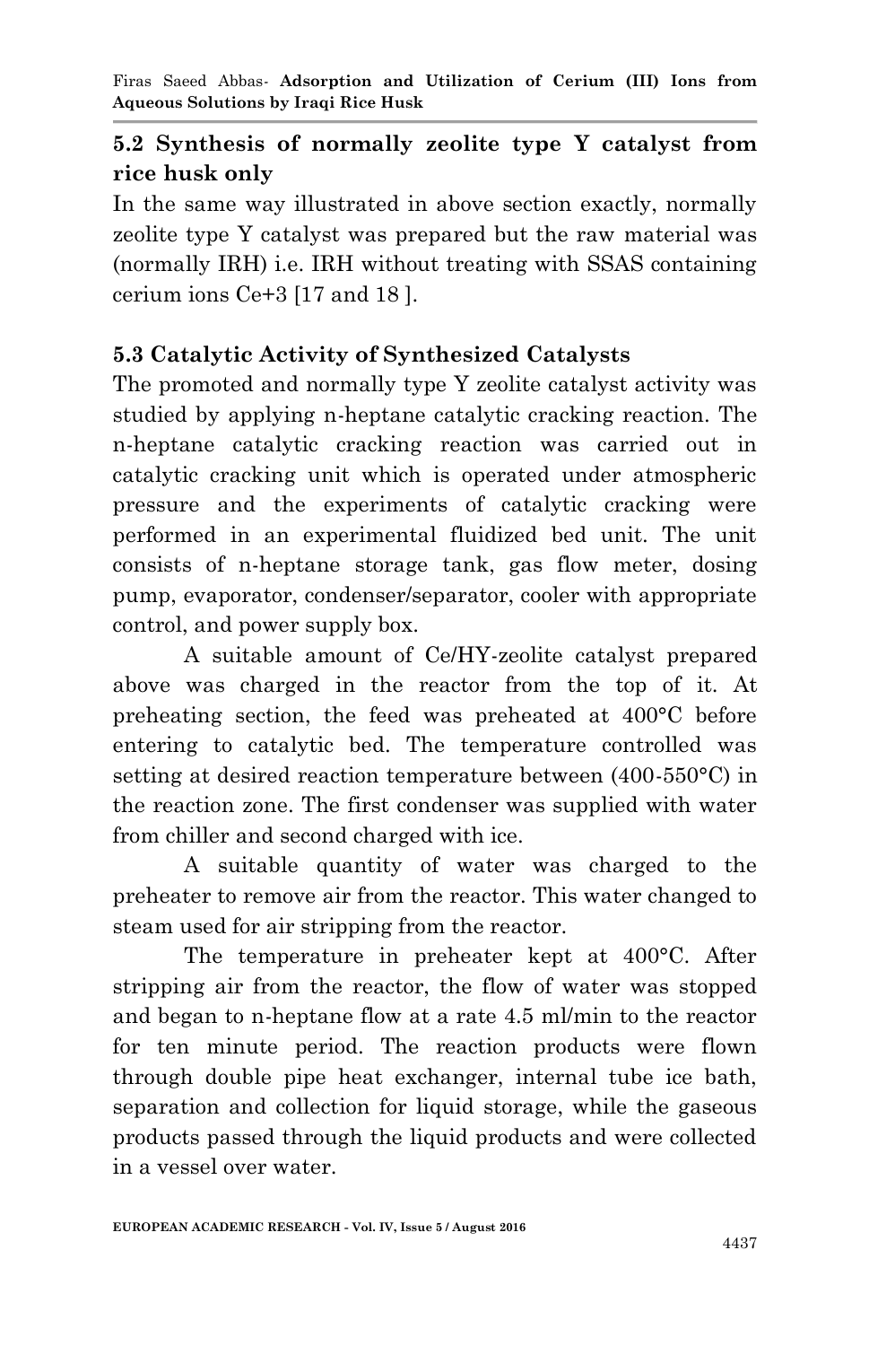### 5.2 Synthesis of normally zeolite type Y catalyst from rice husk only

In the same way illustrated in above section exactly, normally zeolite type Y catalyst was prepared but the raw material was (normally IRH) i.e. IRH without treating with SSAS containing cerium ions $Ce^{+3}$ [17 and 18 ].

### 5.3 Catalytic Activity of Synthesized Catalysts

The promoted and normally type Y zeolite catalyst activity was studied by applying n-heptane catalytic cracking reaction. The n-heptane catalytic cracking reaction was carried out in catalytic cracking unit which is operated under atmospheric pressure and the experiments of catalytic cracking were performed in an experimental fluidized bed unit. The unit consists of n-heptane storage tank, gas flow meter, dosing pump, evaporator, condenser/separator, cooler with appropriate control, and power supply box.

A suitable amount of Ce/HY-zeolite catalyst prepared above was charged in the reactor from the top of it. At preheating section, the feed was preheated at 400°C before entering to catalytic bed. The temperature controlled was setting at desired reaction temperature between (400-550°C) in the reaction zone. The first condenser was supplied with water from chiller and second charged with ice.

A suitable quantity of water was charged to the preheater to remove air from the reactor. This water changed to steam used for air stripping from the reactor.

The temperature in preheater kept at 400°C. After stripping air from the reactor, the flow of water was stopped and began to n-heptane flow at a rate 4.5 ml/min to the reactor for ten minute period. The reaction products were flown through double pipe heat exchanger, internal tube ice bath, separation and collection for liquid storage, while the gaseous products passed through the liquid products and were collected in a vessel over water.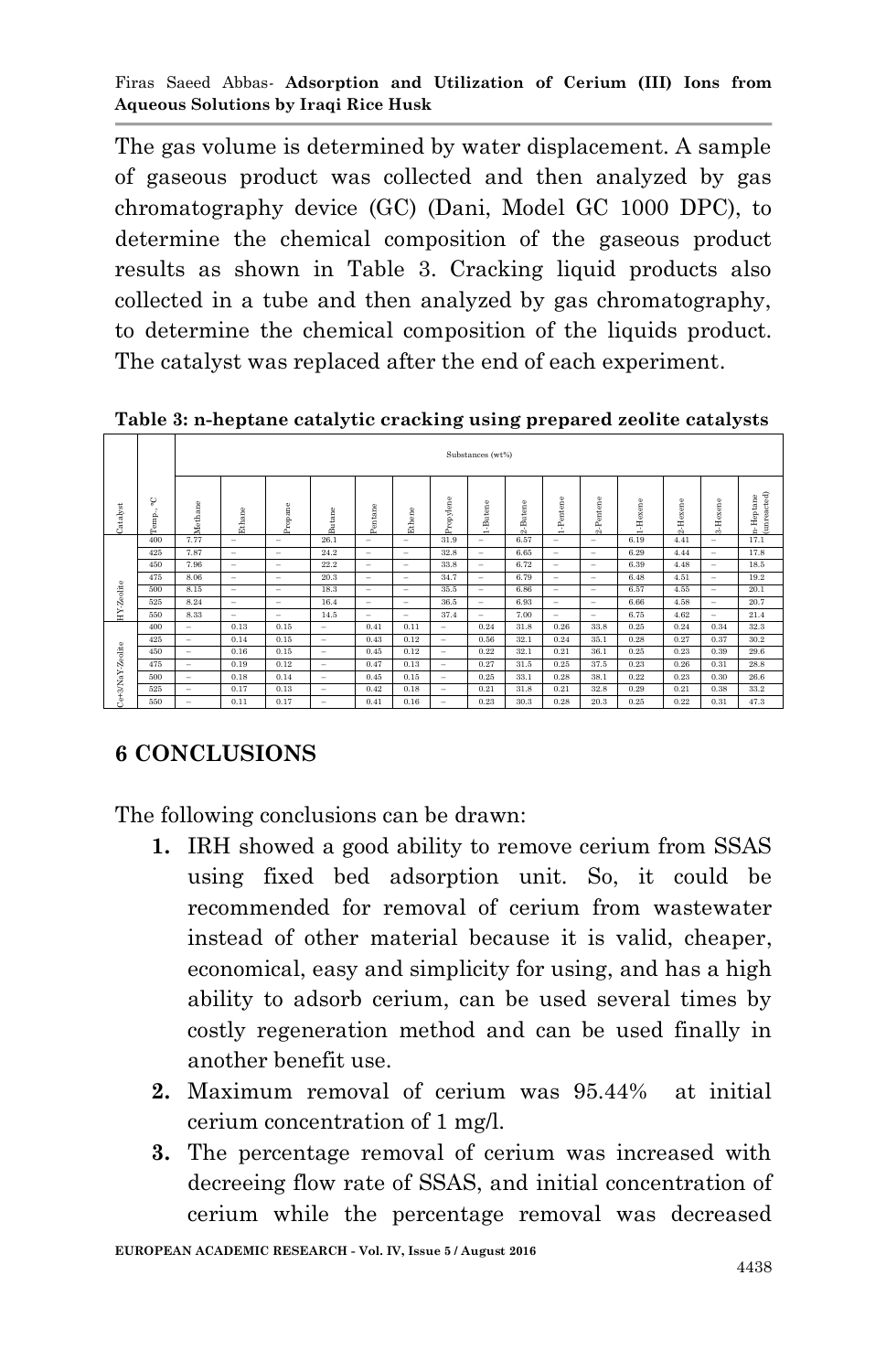The gas volume is determined by water displacement. A sample of gaseous product was collected and then analyzed by gas chromatography device (GC) (Dani, Model GC 1000 DPC), to determine the chemical composition of the gaseous product results as shown in Table 3. Cracking liquid products also collected in a tube and then analyzed by gas chromatography, to determine the chemical composition of the liquids product. The catalyst was replaced after the end of each experiment.

**Table 3: n-heptane catalytic cracking using prepared zeolite catalysts**

| Catalyst | Temp., °C | Substances (wt%) | | | | | | | | | | | | | | |
|---|---|---|---|---|---|---|---|---|---|---|---|---|---|---|---|---|
| | | Methane | Ethane | Propane | Butane | Pentane | Ethene | Propylene | 1-Butene | 2-Butene | 1-Pentene | 2-Pentene | 1-Hexene | 2-Hexene | 3-Hexene | n-Heptane (unreacted) |
| HY-Zeolite | 400 | 7.77 | – | – | 26.1 | – | – | 31.9 | – | 6.57 | – | – | 6.19 | 4.41 | – | 17.1 |
| | 425 | 7.87 | – | – | 24.2 | – | – | 32.8 | – | 6.65 | – | – | 6.29 | 4.44 | – | 17.8 |
| | 450 | 7.96 | – | – | 22.2 | – | – | 33.8 | – | 6.72 | – | – | 6.39 | 4.48 | – | 18.5 |
| | 475 | 8.06 | – | – | 20.3 | – | – | 34.7 | – | 6.79 | – | – | 6.48 | 4.51 | – | 19.2 |
| | 500 | 8.15 | – | – | 18.3 | – | – | 35.5 | – | 6.86 | – | – | 6.57 | 4.55 | – | 20.1 |
| | 525 | 8.24 | – | – | 16.4 | – | – | 36.5 | – | 6.93 | – | – | 6.66 | 4.58 | – | 20.7 |
| | 550 | 8.33 | – | – | 14.5 | – | – | 37.4 | – | 7.00 | – | – | 6.75 | 4.62 | – | 21.4 |
| Ce+3/NaY-Zeolite | 400 | – | 0.13 | 0.15 | – | 0.41 | 0.11 | – | 0.24 | 31.8 | 0.26 | 33.8 | 0.25 | 0.24 | 0.34 | 32.3 |
| | 425 | – | 0.14 | 0.15 | – | 0.43 | 0.12 | – | 0.56 | 32.1 | 0.24 | 35.1 | 0.28 | 0.27 | 0.37 | 30.2 |
| | 450 | – | 0.16 | 0.15 | – | 0.45 | 0.12 | – | 0.22 | 32.1 | 0.21 | 36.1 | 0.25 | 0.23 | 0.39 | 29.6 |
| | 475 | – | 0.19 | 0.12 | – | 0.47 | 0.13 | – | 0.27 | 31.5 | 0.25 | 37.5 | 0.23 | 0.26 | 0.31 | 28.8 |
| | 500 | – | 0.18 | 0.14 | – | 0.45 | 0.15 | – | 0.25 | 33.1 | 0.28 | 38.1 | 0.22 | 0.23 | 0.30 | 26.6 |
| | 525 | – | 0.17 | 0.13 | – | 0.42 | 0.18 | – | 0.21 | 31.8 | 0.21 | 32.8 | 0.29 | 0.21 | 0.38 | 33.2 |
| | 550 | – | 0.11 | 0.17 | – | 0.41 | 0.16 | – | 0.23 | 30.3 | 0.28 | 20.3 | 0.25 | 0.22 | 0.31 | 47.3 |

## 6 CONCLUSIONS

The following conclusions can be drawn:

1. IRH showed a good ability to remove cerium from SSAS using fixed bed adsorption unit. So, it could be recommended for removal of cerium from wastewater instead of other material because it is valid, cheaper, economical, easy and simplicity for using, and has a high ability to adsorb cerium, can be used several times by costly regeneration method and can be used finally in another benefit use.
2. Maximum removal of cerium was 95.44% at initial cerium concentration of 1 mg/l.
3. The percentage removal of cerium was increased with decreeing flow rate of SSAS, and initial concentration of cerium while the percentage removal was decreased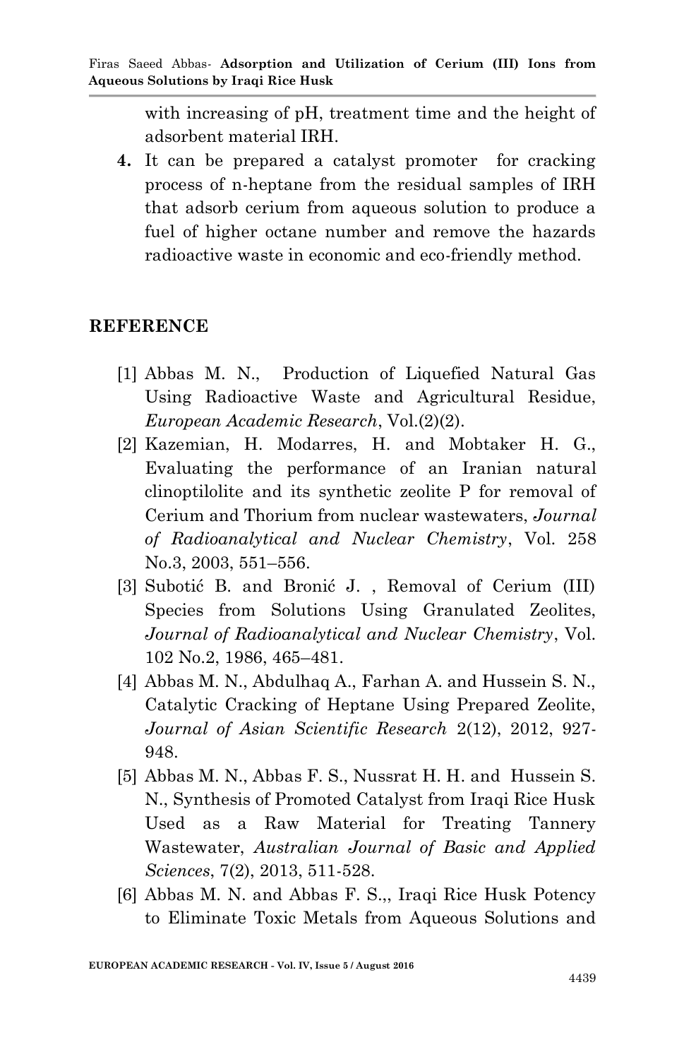with increasing of pH, treatment time and the height of adsorbent material IRH.

4. It can be prepared a catalyst promoter for cracking process of n-heptane from the residual samples of IRH that adsorb cerium from aqueous solution to produce a fuel of higher octane number and remove the hazards radioactive waste in economic and eco-friendly method.

## REFERENCE

[1] Abbas M. N., Production of Liquefied Natural Gas Using Radioactive Waste and Agricultural Residue, *European Academic Research*, Vol.(2)(2).

[2] Kazemian, H. Modarres, H. and Mobtaker H. G., Evaluating the performance of an Iranian natural clinoptilolite and its synthetic zeolite P for removal of Cerium and Thorium from nuclear wastewaters, *Journal of Radioanalytical and Nuclear Chemistry*, Vol. 258 No.3, 2003, 551–556.

[3] Subotić B. and Bronić J. , Removal of Cerium (III) Species from Solutions Using Granulated Zeolites, *Journal of Radioanalytical and Nuclear Chemistry*, Vol. 102 No.2, 1986, 465–481.

[4] Abbas M. N., Abdulhaq A., Farhan A. and Hussein S. N., Catalytic Cracking of Heptane Using Prepared Zeolite, *Journal of Asian Scientific Research* 2(12), 2012, 927-948.

[5] Abbas M. N., Abbas F. S., Nussrat H. H. and Hussein S. N., Synthesis of Promoted Catalyst from Iraqi Rice Husk Used as a Raw Material for Treating Tannery Wastewater, *Australian Journal of Basic and Applied Sciences*, 7(2), 2013, 511-528.

[6] Abbas M. N. and Abbas F. S.,, Iraqi Rice Husk Potency to Eliminate Toxic Metals from Aqueous Solutions and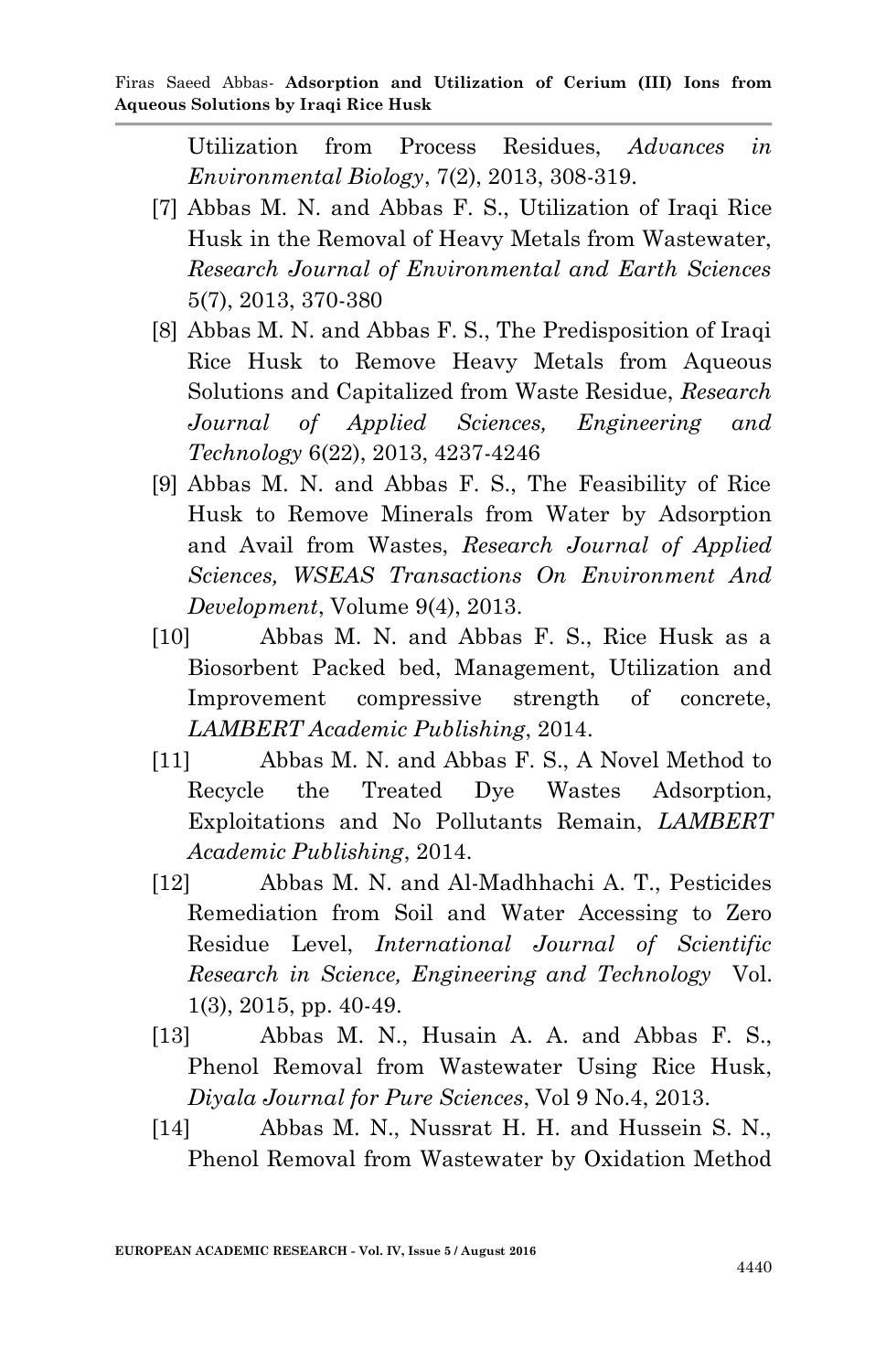Utilization from Process Residues, *Advances in Environmental Biology*, 7(2), 2013, 308-319.

[7] Abbas M. N. and Abbas F. S., Utilization of Iraqi Rice Husk in the Removal of Heavy Metals from Wastewater, *Research Journal of Environmental and Earth Sciences* 5(7), 2013, 370-380

[8] Abbas M. N. and Abbas F. S., The Predisposition of Iraqi Rice Husk to Remove Heavy Metals from Aqueous Solutions and Capitalized from Waste Residue, *Research Journal of Applied Sciences, Engineering and Technology* 6(22), 2013, 4237-4246

[9] Abbas M. N. and Abbas F. S., The Feasibility of Rice Husk to Remove Minerals from Water by Adsorption and Avail from Wastes, *Research Journal of Applied Sciences, WSEAS Transactions On Environment And Development*, Volume 9(4), 2013.

[10] Abbas M. N. and Abbas F. S., Rice Husk as a Biosorbent Packed bed, Management, Utilization and Improvement compressive strength of concrete, *LAMBERT Academic Publishing*, 2014.

[11] Abbas M. N. and Abbas F. S., A Novel Method to Recycle the Treated Dye Wastes Adsorption, Exploitations and No Pollutants Remain, *LAMBERT Academic Publishing*, 2014.

[12] Abbas M. N. and Al-Madhhachi A. T., Pesticides Remediation from Soil and Water Accessing to Zero Residue Level, *International Journal of Scientific Research in Science, Engineering and Technology* Vol. 1(3), 2015, pp. 40-49.

[13] Abbas M. N., Husain A. A. and Abbas F. S., Phenol Removal from Wastewater Using Rice Husk, *Diyala Journal for Pure Sciences*, Vol 9 No.4, 2013.

[14] Abbas M. N., Nussrat H. H. and Hussein S. N., Phenol Removal from Wastewater by Oxidation Method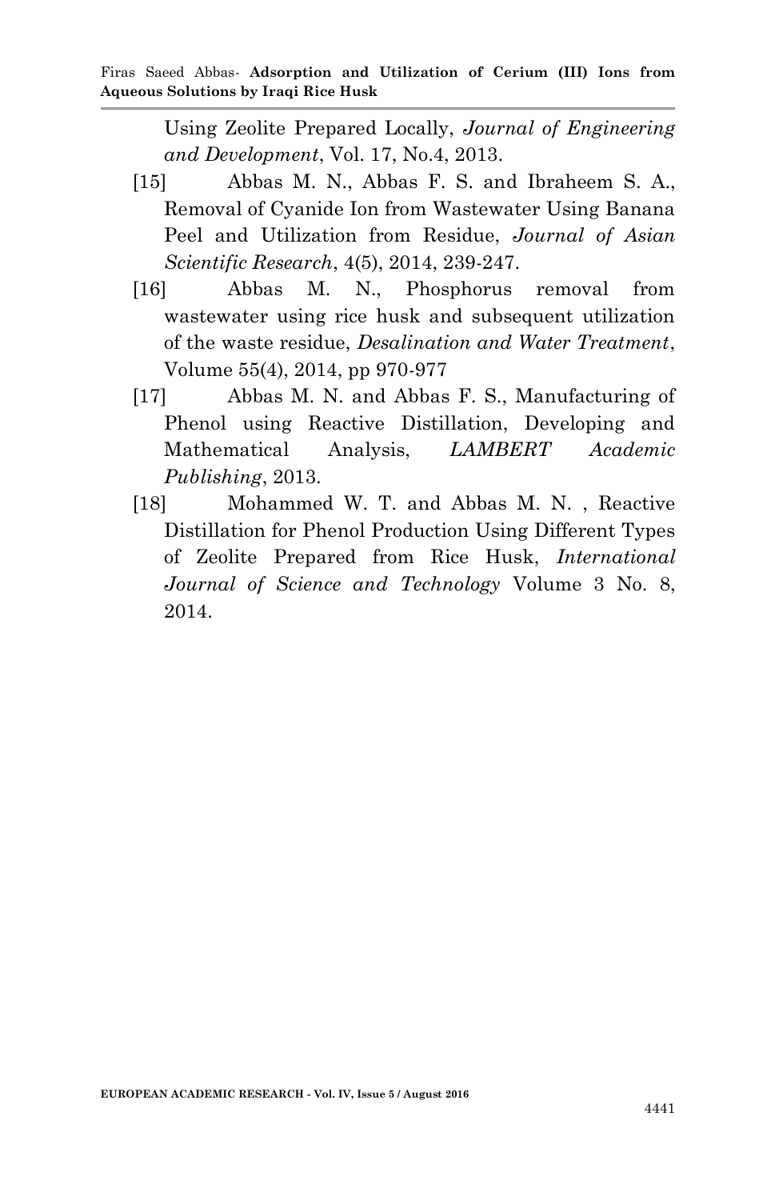Using Zeolite Prepared Locally, *Journal of Engineering and Development*, Vol. 17, No.4, 2013.

[15] Abbas M. N., Abbas F. S. and Ibraheem S. A., Removal of Cyanide Ion from Wastewater Using Banana Peel and Utilization from Residue, *Journal of Asian Scientific Research*, 4(5), 2014, 239-247.

[16] Abbas M. N., Phosphorus removal from wastewater using rice husk and subsequent utilization of the waste residue, *Desalination and Water Treatment*, Volume 55(4), 2014, pp 970-977

[17] Abbas M. N. and Abbas F. S., Manufacturing of Phenol using Reactive Distillation, Developing and Mathematical Analysis, *LAMBERT Academic Publishing*, 2013.

[18] Mohammed W. T. and Abbas M. N. , Reactive Distillation for Phenol Production Using Different Types of Zeolite Prepared from Rice Husk, *International Journal of Science and Technology* Volume 3 No. 8, 2014.